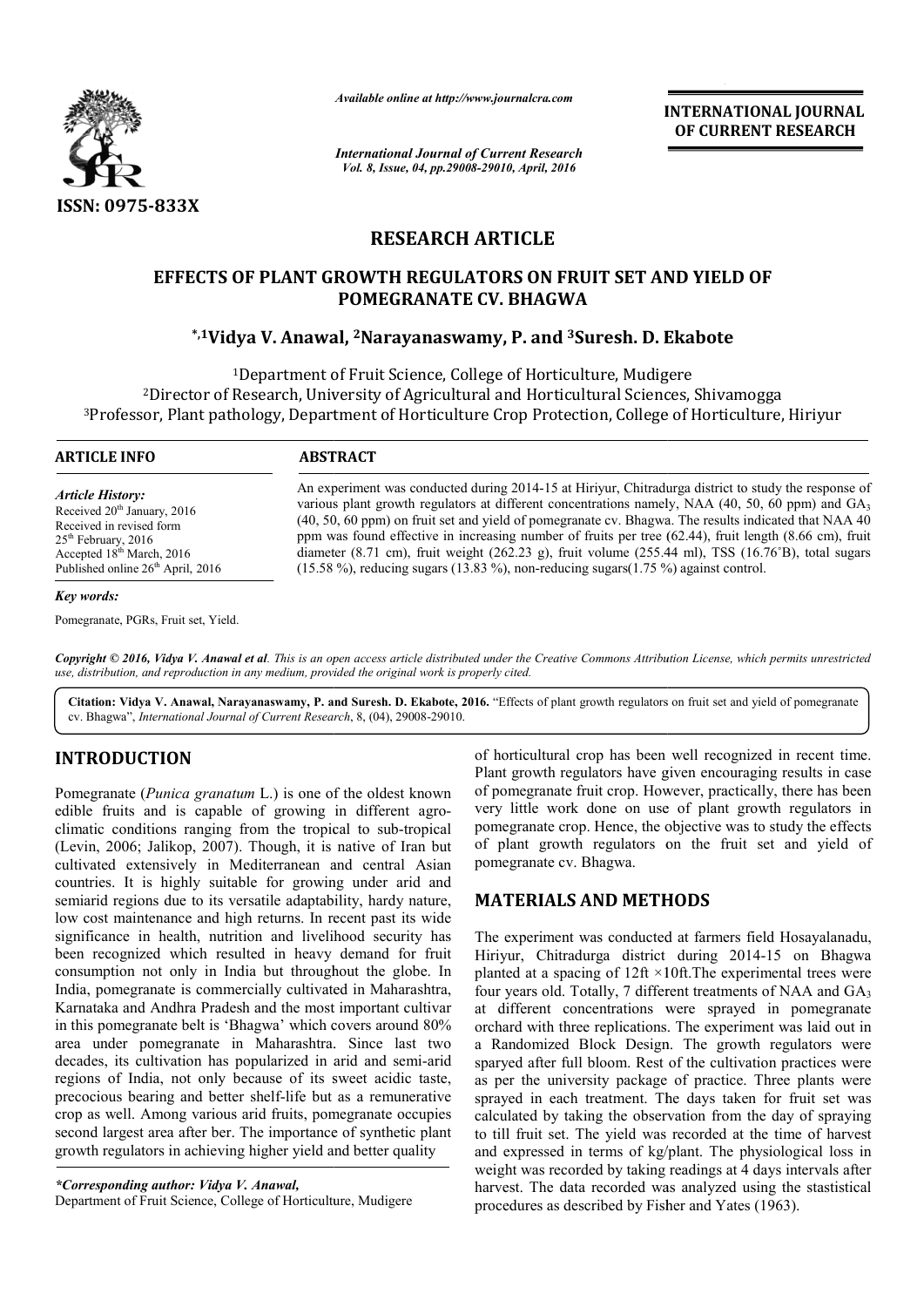ISSN: 0975-833X

*Available online at http://www.journalcra.com*

*International Journal of Current Research*

**INTERNATIONAL JOURNAL OF CURRENT RESEARCH**

# RESEARCH ARTICLE

## EFFECTS OF PLANT GROWTH REGULATORS ON FRUIT SET AND YIELD OF POMEGRANATE CV. BHAGWA

**\*,[1]Vidya V. Anawal, [2]Narayanaswamy, P. and [3]Suresh. D. Ekabote**

[1]Department of Fruit Science, College of Horticulture, Mudigere

[2]Director of Research, University of Agricultural and Horticultural Sciences, Shivamogga

[3]Professor, Plant pathology, Department of Horticulture Crop Protection, College of Horticulture, Hiriyur

### ARTICLE INFO

*Article History:*

Received 20th January, 2016

Received in revised form 25th February, 2016

Accepted 18th March, 2016

Published online 26th April, 2016

*Key words:*

Pomegranate, PGRs, Fruit set, Yield.

### ABSTRACT

An experiment was conducted during 2014-15 at Hiriyur, Chitradurga district to study the response of various plant growth regulators at different concentrations namely, NAA (40, 50, 60 ppm) and $GA_3$ (40, 50, 60 ppm) on fruit set and yield of pomegranate cv. Bhagwa. The results indicated that NAA 40 ppm was found effective in increasing number of fruits per tree (62.44), fruit length (8.66 cm), fruit diameter (8.71 cm), fruit weight (262.23 g), fruit volume (255.44 ml), TSS (16.76˚B), total sugars (15.58 %), reducing sugars (13.83 %), non-reducing sugars(1.75 %) against control.

*Copyright © 2016, Vidya V. Anawal et al. This is an open access article distributed under the Creative Commons Attribution License, which permits unrestricted use, distribution, and reproduction in any medium, provided the original work is properly cited.*

**Citation: Vidya V. Anawal, Narayanaswamy, P. and Suresh. D. Ekabote, 2016.** "Effects of plant growth regulators on fruit set and yield of pomegranate cv. Bhagwa", *International Journal of Current Research*, 8, (04), 29008-29010.

## INTRODUCTION

Pomegranate (*Punica granatum* L.) is one of the oldest known edible fruits and is capable of growing in different agro-climatic conditions ranging from the tropical to sub-tropical (Levin, 2006; Jalikop, 2007). Though, it is native of Iran but cultivated extensively in Mediterranean and central Asian countries. It is highly suitable for growing under arid and semiarid regions due to its versatile adaptability, hardy nature, low cost maintenance and high returns. In recent past its wide significance in health, nutrition and livelihood security has been recognized which resulted in heavy demand for fruit consumption not only in India but throughout the globe. In India, pomegranate is commercially cultivated in Maharashtra, Karnataka and Andhra Pradesh and the most important cultivar in this pomegranate belt is 'Bhagwa' which covers around 80% area under pomegranate in Maharashtra. Since last two decades, its cultivation has popularized in arid and semi-arid regions of India, not only because of its sweet acidic taste, precocious bearing and better shelf-life but as a remunerative crop as well. Among various arid fruits, pomegranate occupies second largest area after ber. The importance of synthetic plant growth regulators in achieving higher yield and better quality of horticultural crop has been well recognized in recent time. Plant growth regulators have given encouraging results in case of pomegranate fruit crop. However, practically, there has been very little work done on use of plant growth regulators in pomegranate crop. Hence, the objective was to study the effects of plant growth regulators on the fruit set and yield of pomegranate cv. Bhagwa.

*\*Corresponding author: Vidya V. Anawal,*
Department of Fruit Science, College of Horticulture, Mudigere

## MATERIALS AND METHODS

The experiment was conducted at farmers field Hosayalanadu, Hiriyur, Chitradurga district during 2014-15 on Bhagwa planted at a spacing of 12ft ×10ft.The experimental trees were four years old. Totally, 7 different treatments of NAA and $GA_3$ at different concentrations were sprayed in pomegranate orchard with three replications. The experiment was laid out in a Randomized Block Design. The growth regulators were sparyed after full bloom. Rest of the cultivation practices were as per the university package of practice. Three plants were sprayed in each treatment. The days taken for fruit set was calculated by taking the observation from the day of spraying to till fruit set. The yield was recorded at the time of harvest and expressed in terms of kg/plant. The physiological loss in weight was recorded by taking readings at 4 days intervals after harvest. The data recorded was analyzed using the stastistical procedures as described by Fisher and Yates (1963).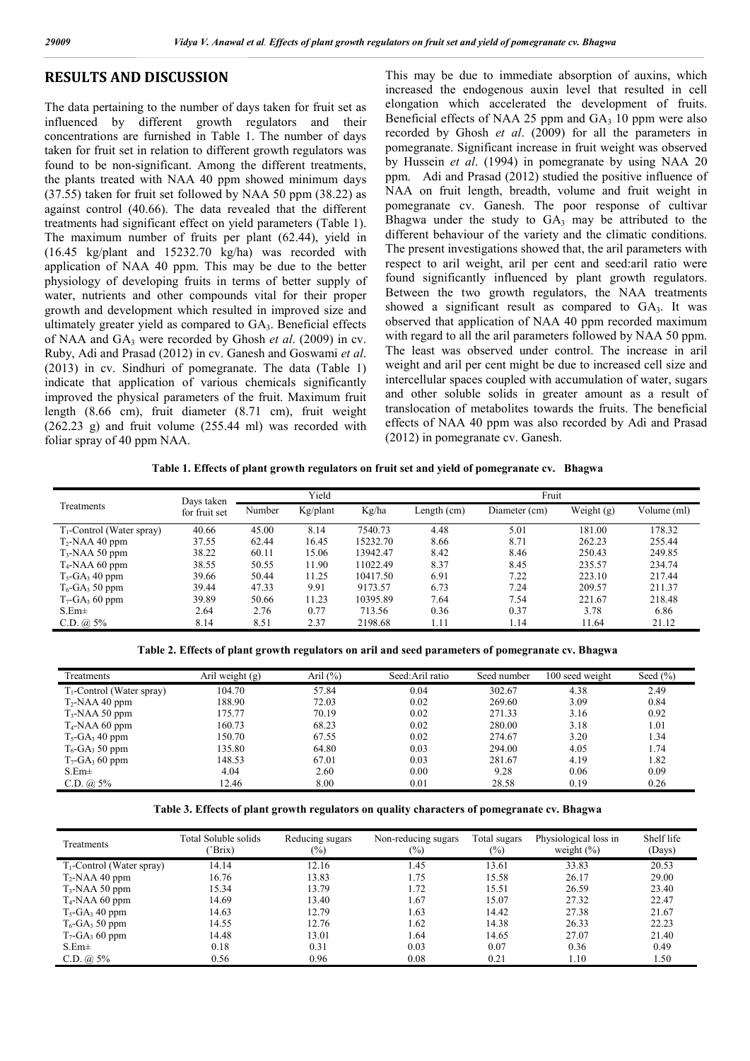## RESULTS AND DISCUSSION

The data pertaining to the number of days taken for fruit set as influenced by different growth regulators and their concentrations are furnished in Table 1. The number of days taken for fruit set in relation to different growth regulators was found to be non-significant. Among the different treatments, the plants treated with NAA 40 ppm showed minimum days (37.55) taken for fruit set followed by NAA 50 ppm (38.22) as against control (40.66). The data revealed that the different treatments had significant effect on yield parameters (Table 1). The maximum number of fruits per plant (62.44), yield in (16.45 kg/plant and 15232.70 kg/ha) was recorded with application of NAA 40 ppm. This may be due to the better physiology of developing fruits in terms of better supply of water, nutrients and other compounds vital for their proper growth and development which resulted in improved size and ultimately greater yield as compared to $GA_3$. Beneficial effects of NAA and $GA_3$ were recorded by Ghosh *et al*. (2009) in cv. Ruby, Adi and Prasad (2012) in cv. Ganesh and Goswami *et al*. (2013) in cv. Sindhuri of pomegranate. The data (Table 1) indicate that application of various chemicals significantly improved the physical parameters of the fruit. Maximum fruit length (8.66 cm), fruit diameter (8.71 cm), fruit weight (262.23 g) and fruit volume (255.44 ml) was recorded with foliar spray of 40 ppm NAA.

This may be due to immediate absorption of auxins, which increased the endogenous auxin level that resulted in cell elongation which accelerated the development of fruits. Beneficial effects of NAA 25 ppm and $GA_3$ 10 ppm were also recorded by Ghosh *et al*. (2009) for all the parameters in pomegranate. Significant increase in fruit weight was observed by Hussein *et al*. (1994) in pomegranate by using NAA 20 ppm. Adi and Prasad (2012) studied the positive influence of NAA on fruit length, breadth, volume and fruit weight in pomegranate cv. Ganesh. The poor response of cultivar Bhagwa under the study to $GA_3$ may be attributed to the different behaviour of the variety and the climatic conditions. The present investigations showed that, the aril parameters with respect to aril weight, aril per cent and seed:aril ratio were found significantly influenced by plant growth regulators. Between the two growth regulators, the NAA treatments showed a significant result as compared to $GA_3$. It was observed that application of NAA 40 ppm recorded maximum with regard to all the aril parameters followed by NAA 50 ppm. The least was observed under control. The increase in aril weight and aril per cent might be due to increased cell size and intercellular spaces coupled with accumulation of water, sugars and other soluble solids in greater amount as a result of translocation of metabolites towards the fruits. The beneficial effects of NAA 40 ppm was also recorded by Adi and Prasad (2012) in pomegranate cv. Ganesh.

**Table 1. Effects of plant growth regulators on fruit set and yield of pomegranate cv. Bhagwa**

| Treatments | Days taken for fruit set | Yield | | | Fruit | | | |
|---|---|---|---|---|---|---|---|---|
| | | Number | Kg/plant | Kg/ha | Length (cm) | Diameter (cm) | Weight (g) | Volume (ml) |
| $T_1$-Control (Water spray) | 40.66 | 45.00 | 8.14 | 7540.73 | 4.48 | 5.01 | 181.00 | 178.32 |
| $T_2$-NAA 40 ppm | 37.55 | 62.44 | 16.45 | 15232.70 | 8.66 | 8.71 | 262.23 | 255.44 |
| $T_3$-NAA 50 ppm | 38.22 | 60.11 | 15.06 | 13942.47 | 8.42 | 8.46 | 250.43 | 249.85 |
| $T_4$-NAA 60 ppm | 38.55 | 50.55 | 11.90 | 11022.49 | 8.37 | 8.45 | 235.57 | 234.74 |
| $T_5$-$GA_3$ 40 ppm | 39.66 | 50.44 | 11.25 | 10417.50 | 6.91 | 7.22 | 223.10 | 217.44 |
| $T_6$-$GA_3$ 50 ppm | 39.44 | 47.33 | 9.91 | 9173.57 | 6.73 | 7.24 | 209.57 | 211.37 |
| $T_7$-$GA_3$ 60 ppm | 39.89 | 50.66 | 11.23 | 10395.89 | 7.64 | 7.54 | 221.67 | 218.48 |
| S.Em± | 2.64 | 2.76 | 0.77 | 713.56 | 0.36 | 0.37 | 3.78 | 6.86 |
| C.D. @ 5% | 8.14 | 8.51 | 2.37 | 2198.68 | 1.11 | 1.14 | 11.64 | 21.12 |

**Table 2. Effects of plant growth regulators on aril and seed parameters of pomegranate cv. Bhagwa**

| Treatments | Aril weight (g) | Aril (%) | Seed:Aril ratio | Seed number | 100 seed weight | Seed (%) |
|---|---|---|---|---|---|---|
| $T_1$-Control (Water spray) | 104.70 | 57.84 | 0.04 | 302.67 | 4.38 | 2.49 |
| $T_2$-NAA 40 ppm | 188.90 | 72.03 | 0.02 | 269.60 | 3.09 | 0.84 |
| $T_3$-NAA 50 ppm | 175.77 | 70.19 | 0.02 | 271.33 | 3.16 | 0.92 |
| $T_4$-NAA 60 ppm | 160.73 | 68.23 | 0.02 | 280.00 | 3.18 | 1.01 |
| $T_5$-$GA_3$ 40 ppm | 150.70 | 67.55 | 0.02 | 274.67 | 3.20 | 1.34 |
| $T_6$-$GA_3$ 50 ppm | 135.80 | 64.80 | 0.03 | 294.00 | 4.05 | 1.74 |
| $T_7$-$GA_3$ 60 ppm | 148.53 | 67.01 | 0.03 | 281.67 | 4.19 | 1.82 |
| S.Em± | 4.04 | 2.60 | 0.00 | 9.28 | 0.06 | 0.09 |
| C.D. @ 5% | 12.46 | 8.00 | 0.01 | 28.58 | 0.19 | 0.26 |

**Table 3. Effects of plant growth regulators on quality characters of pomegranate cv. Bhagwa**

| Treatments | Total Soluble solids (˚Brix) | Reducing sugars (%) | Non-reducing sugars (%) | Total sugars (%) | Physiological loss in weight (%) | Shelf life (Days) |
|---|---|---|---|---|---|---|
| $T_1$-Control (Water spray) | 14.14 | 12.16 | 1.45 | 13.61 | 33.83 | 20.53 |
| $T_2$-NAA 40 ppm | 16.76 | 13.83 | 1.75 | 15.58 | 26.17 | 29.00 |
| $T_3$-NAA 50 ppm | 15.34 | 13.79 | 1.72 | 15.51 | 26.59 | 23.40 |
| $T_4$-NAA 60 ppm | 14.69 | 13.40 | 1.67 | 15.07 | 27.32 | 22.47 |
| $T_5$-$GA_3$ 40 ppm | 14.63 | 12.79 | 1.63 | 14.42 | 27.38 | 21.67 |
| $T_6$-$GA_3$ 50 ppm | 14.55 | 12.76 | 1.62 | 14.38 | 26.33 | 22.23 |
| $T_7$-$GA_3$ 60 ppm | 14.48 | 13.01 | 1.64 | 14.65 | 27.07 | 21.40 |
| S.Em± | 0.18 | 0.31 | 0.03 | 0.07 | 0.36 | 0.49 |
| C.D. @ 5% | 0.56 | 0.96 | 0.08 | 0.21 | 1.10 | 1.50 |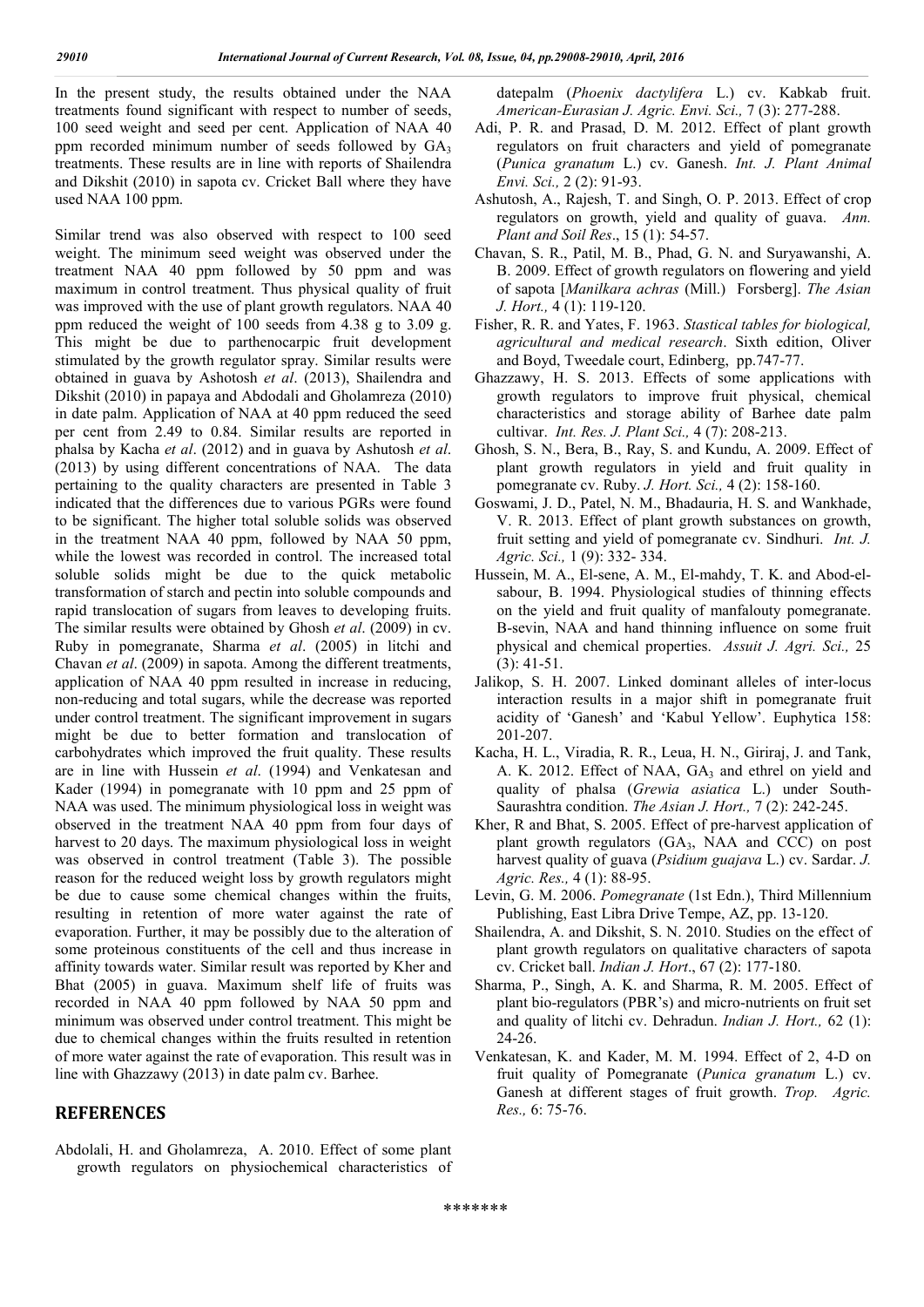In the present study, the results obtained under the NAA treatments found significant with respect to number of seeds, 100 seed weight and seed per cent. Application of NAA 40 ppm recorded minimum number of seeds followed by $GA_3$ treatments. These results are in line with reports of Shailendra and Dikshit (2010) in sapota cv. Cricket Ball where they have used NAA 100 ppm.

Similar trend was also observed with respect to 100 seed weight. The minimum seed weight was observed under the treatment NAA 40 ppm followed by 50 ppm and was maximum in control treatment. Thus physical quality of fruit was improved with the use of plant growth regulators. NAA 40 ppm reduced the weight of 100 seeds from 4.38 g to 3.09 g. This might be due to parthenocarpic fruit development stimulated by the growth regulator spray. Similar results were obtained in guava by Ashotosh *et al*. (2013), Shailendra and Dikshit (2010) in papaya and Abdodali and Gholamreza (2010) in date palm. Application of NAA at 40 ppm reduced the seed per cent from 2.49 to 0.84. Similar results are reported in phalsa by Kacha *et al*. (2012) and in guava by Ashutosh *et al*. (2013) by using different concentrations of NAA. The data pertaining to the quality characters are presented in Table 3 indicated that the differences due to various PGRs were found to be significant. The higher total soluble solids was observed in the treatment NAA 40 ppm, followed by NAA 50 ppm, while the lowest was recorded in control. The increased total soluble solids might be due to the quick metabolic transformation of starch and pectin into soluble compounds and rapid translocation of sugars from leaves to developing fruits. The similar results were obtained by Ghosh *et al*. (2009) in cv. Ruby in pomegranate, Sharma *et al*. (2005) in litchi and Chavan *et al*. (2009) in sapota. Among the different treatments, application of NAA 40 ppm resulted in increase in reducing, non-reducing and total sugars, while the decrease was reported under control treatment. The significant improvement in sugars might be due to better formation and translocation of carbohydrates which improved the fruit quality. These results are in line with Hussein *et al*. (1994) and Venkatesan and Kader (1994) in pomegranate with 10 ppm and 25 ppm of NAA was used. The minimum physiological loss in weight was observed in the treatment NAA 40 ppm from four days of harvest to 20 days. The maximum physiological loss in weight was observed in control treatment (Table 3). The possible reason for the reduced weight loss by growth regulators might be due to cause some chemical changes within the fruits, resulting in retention of more water against the rate of evaporation. Further, it may be possibly due to the alteration of some proteinous constituents of the cell and thus increase in affinity towards water. Similar result was reported by Kher and Bhat (2005) in guava. Maximum shelf life of fruits was recorded in NAA 40 ppm followed by NAA 50 ppm and minimum was observed under control treatment. This might be due to chemical changes within the fruits resulted in retention of more water against the rate of evaporation. This result was in line with Ghazzawy (2013) in date palm cv. Barhee.

## REFERENCES

Abdolali, H. and Gholamreza, A. 2010. Effect of some plant growth regulators on physiochemical characteristics of datepalm (*Phoenix dactylifera* L.) cv. Kabkab fruit. *American-Eurasian J. Agric. Envi. Sci.,* 7 (3): 277-288.

Adi, P. R. and Prasad, D. M. 2012. Effect of plant growth regulators on fruit characters and yield of pomegranate (*Punica granatum* L.) cv. Ganesh. *Int. J. Plant Animal Envi. Sci.,* 2 (2): 91-93.

Ashutosh, A., Rajesh, T. and Singh, O. P. 2013. Effect of crop regulators on growth, yield and quality of guava. *Ann. Plant and Soil Res*., 15 (1): 54-57.

Chavan, S. R., Patil, M. B., Phad, G. N. and Suryawanshi, A. B. 2009. Effect of growth regulators on flowering and yield of sapota [*Manilkara achras* (Mill.) Forsberg]. *The Asian J. Hort.,* 4 (1): 119-120.

Fisher, R. R. and Yates, F. 1963. *Stastical tables for biological, agricultural and medical research*. Sixth edition, Oliver and Boyd, Tweedale court, Edinberg, pp.747-77.

Ghazzawy, H. S. 2013. Effects of some applications with growth regulators to improve fruit physical, chemical characteristics and storage ability of Barhee date palm cultivar. *Int. Res. J. Plant Sci.,* 4 (7): 208-213.

Ghosh, S. N., Bera, B., Ray, S. and Kundu, A. 2009. Effect of plant growth regulators in yield and fruit quality in pomegranate cv. Ruby. *J. Hort. Sci.,* 4 (2): 158-160.

Goswami, J. D., Patel, N. M., Bhadauria, H. S. and Wankhade, V. R. 2013. Effect of plant growth substances on growth, fruit setting and yield of pomegranate cv. Sindhuri. *Int. J. Agric. Sci.,* 1 (9): 332- 334.

Hussein, M. A., El-sene, A. M., El-mahdy, T. K. and Abod-el-sabour, B. 1994. Physiological studies of thinning effects on the yield and fruit quality of manfalouty pomegranate. B-sevin, NAA and hand thinning influence on some fruit physical and chemical properties. *Assuit J. Agri. Sci.,* 25 (3): 41-51.

Jalikop, S. H. 2007. Linked dominant alleles of inter-locus interaction results in a major shift in pomegranate fruit acidity of 'Ganesh' and 'Kabul Yellow'. Euphytica 158: 201-207.

Kacha, H. L., Viradia, R. R., Leua, H. N., Giriraj, J. and Tank, A. K. 2012. Effect of NAA, $GA_3$ and ethrel on yield and quality of phalsa (*Grewia asiatica* L.) under South-Saurashtra condition. *The Asian J. Hort.,* 7 (2): 242-245.

Kher, R and Bhat, S. 2005. Effect of pre-harvest application of plant growth regulators ($GA_3$, NAA and CCC) on post harvest quality of guava (*Psidium guajava* L.) cv. Sardar. *J. Agric. Res.,* 4 (1): 88-95.

Levin, G. M. 2006. *Pomegranate* (1st Edn.), Third Millennium Publishing, East Libra Drive Tempe, AZ, pp. 13-120.

Shailendra, A. and Dikshit, S. N. 2010. Studies on the effect of plant growth regulators on qualitative characters of sapota cv. Cricket ball. *Indian J. Hort*., 67 (2): 177-180.

Sharma, P., Singh, A. K. and Sharma, R. M. 2005. Effect of plant bio-regulators (PBR's) and micro-nutrients on fruit set and quality of litchi cv. Dehradun. *Indian J. Hort.,* 62 (1): 24-26.

Venkatesan, K. and Kader, M. M. 1994. Effect of 2, 4-D on fruit quality of Pomegranate (*Punica granatum* L.) cv. Ganesh at different stages of fruit growth. *Trop. Agric. Res.,* 6: 75-76.

*******